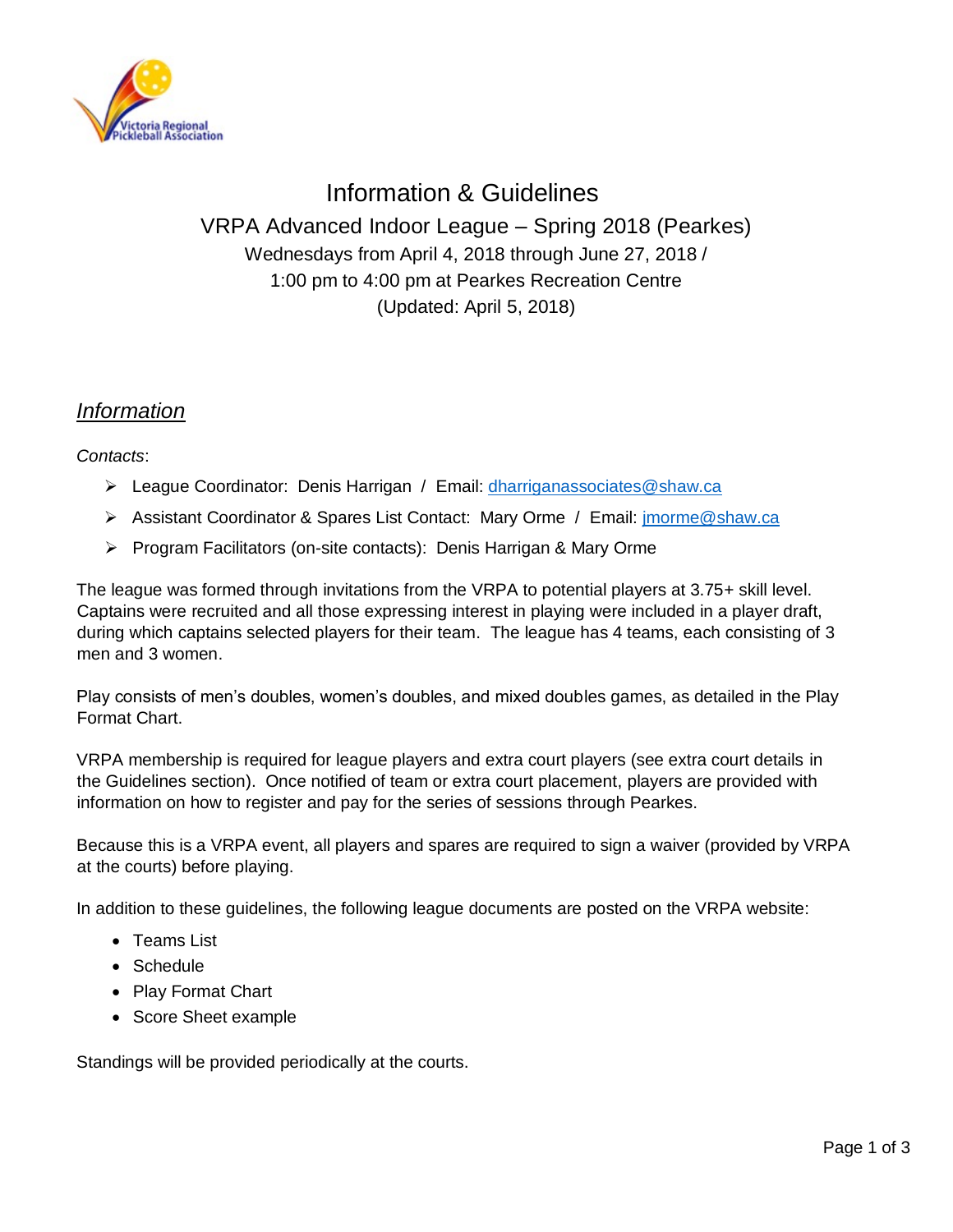# Information & Guidelines

## VRPA Advanced Indoor League – Spring 2018 (Pearkes)

Wednesdays from April 4, 2018 through June 27, 2018 /
1:00 pm to 4:00 pm at Pearkes Recreation Centre
(Updated: April 5, 2018)

## *Information*

*Contacts*:

- League Coordinator: Denis Harrigan / Email: dharriganassociates@shaw.ca
- Assistant Coordinator & Spares List Contact: Mary Orme / Email: jmorme@shaw.ca
- Program Facilitators (on-site contacts): Denis Harrigan & Mary Orme

The league was formed through invitations from the VRPA to potential players at 3.75+ skill level. Captains were recruited and all those expressing interest in playing were included in a player draft, during which captains selected players for their team. The league has 4 teams, each consisting of 3 men and 3 women.

Play consists of men's doubles, women's doubles, and mixed doubles games, as detailed in the Play Format Chart.

VRPA membership is required for league players and extra court players (see extra court details in the Guidelines section). Once notified of team or extra court placement, players are provided with information on how to register and pay for the series of sessions through Pearkes.

Because this is a VRPA event, all players and spares are required to sign a waiver (provided by VRPA at the courts) before playing.

In addition to these guidelines, the following league documents are posted on the VRPA website:

- Teams List
- Schedule
- Play Format Chart
- Score Sheet example

Standings will be provided periodically at the courts.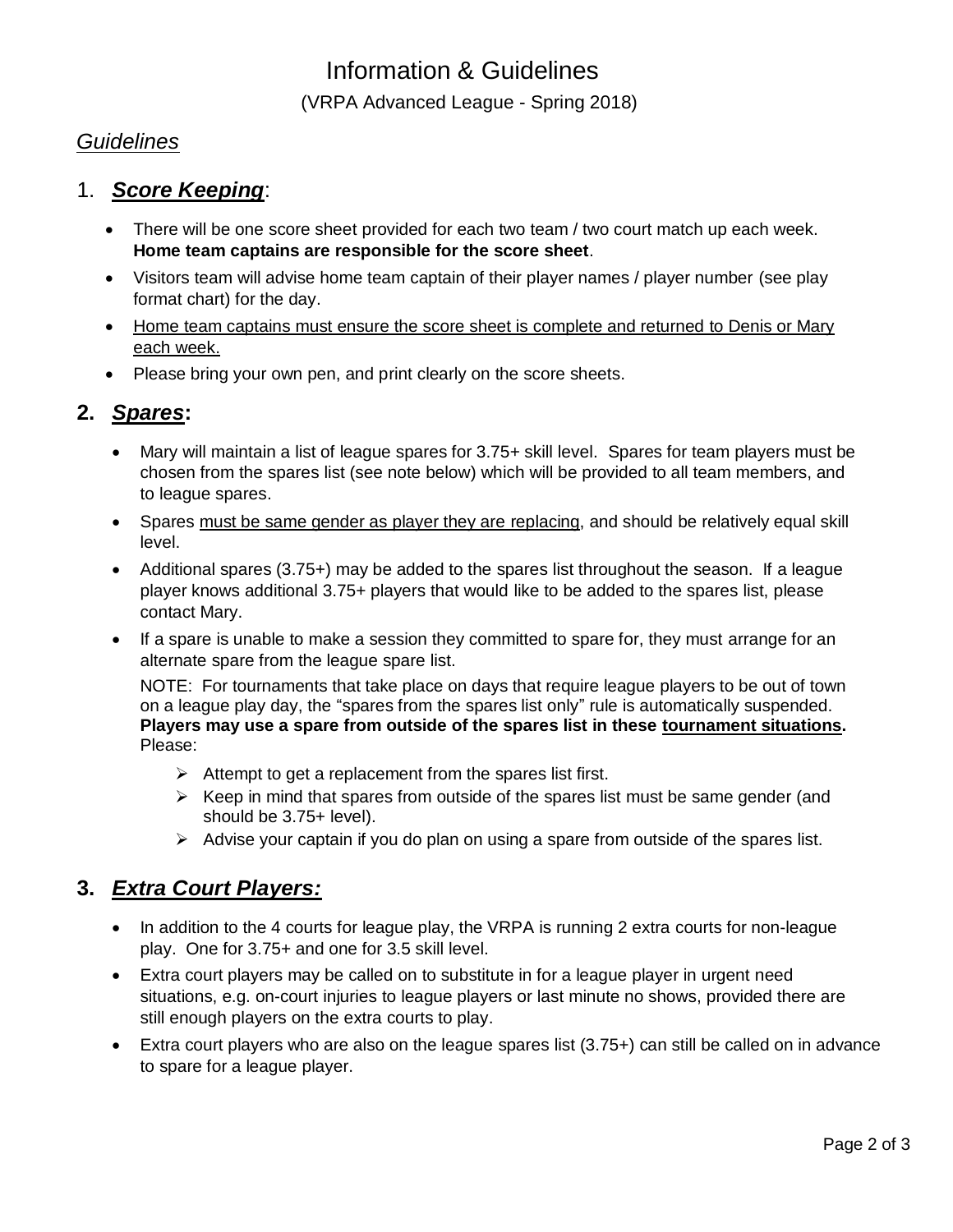# Information & Guidelines

(VRPA Advanced League - Spring 2018)

## *Guidelines*

### 1. ***Score Keeping***:

- There will be one score sheet provided for each two team / two court match up each week. **Home team captains are responsible for the score sheet**.
- Visitors team will advise home team captain of their player names / player number (see play format chart) for the day.
- Home team captains must ensure the score sheet is complete and returned to Denis or Mary each week.
- Please bring your own pen, and print clearly on the score sheets.

### **2. *Spares*:**

- Mary will maintain a list of league spares for 3.75+ skill level. Spares for team players must be chosen from the spares list (see note below) which will be provided to all team members, and to league spares.
- Spares must be same gender as player they are replacing, and should be relatively equal skill level.
- Additional spares (3.75+) may be added to the spares list throughout the season. If a league player knows additional 3.75+ players that would like to be added to the spares list, please contact Mary.
- If a spare is unable to make a session they committed to spare for, they must arrange for an alternate spare from the league spare list.

  NOTE: For tournaments that take place on days that require league players to be out of town on a league play day, the "spares from the spares list only" rule is automatically suspended. **Players may use a spare from outside of the spares list in these tournament situations.** Please:

  - Attempt to get a replacement from the spares list first.
  - Keep in mind that spares from outside of the spares list must be same gender (and should be 3.75+ level).
  - Advise your captain if you do plan on using a spare from outside of the spares list.

### **3. *Extra Court Players:***

- In addition to the 4 courts for league play, the VRPA is running 2 extra courts for non-league play. One for 3.75+ and one for 3.5 skill level.
- Extra court players may be called on to substitute in for a league player in urgent need situations, e.g. on-court injuries to league players or last minute no shows, provided there are still enough players on the extra courts to play.
- Extra court players who are also on the league spares list (3.75+) can still be called on in advance to spare for a league player.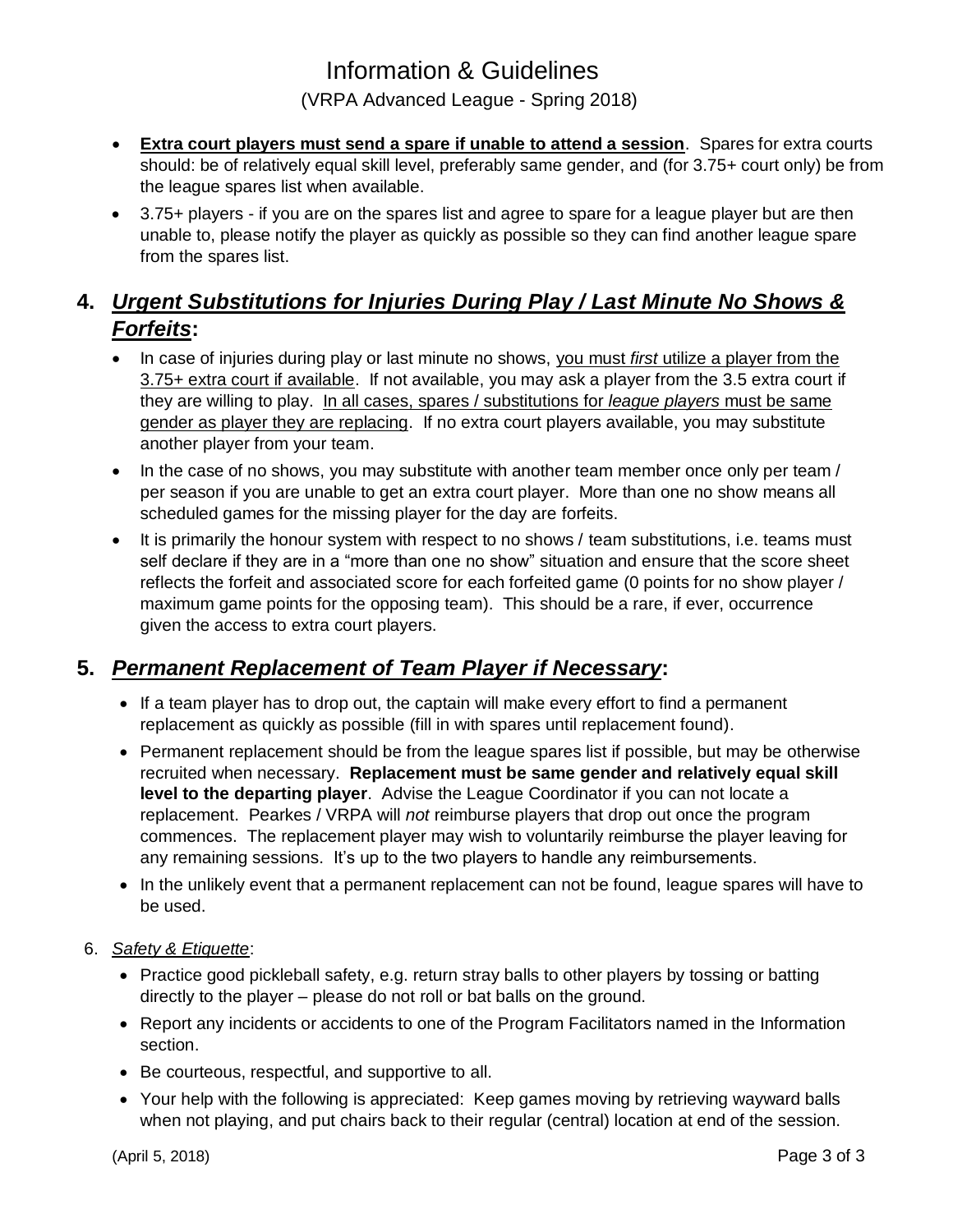- **Extra court players must send a spare if unable to attend a session**. Spares for extra courts should: be of relatively equal skill level, preferably same gender, and (for 3.75+ court only) be from the league spares list when available.
- 3.75+ players - if you are on the spares list and agree to spare for a league player but are then unable to, please notify the player as quickly as possible so they can find another league spare from the spares list.

## 4. ***Urgent Substitutions for Injuries During Play / Last Minute No Shows & Forfeits*:**

- In case of injuries during play or last minute no shows, you must *first* utilize a player from the 3.75+ extra court if available. If not available, you may ask a player from the 3.5 extra court if they are willing to play. In all cases, spares / substitutions for *league players* must be same gender as player they are replacing. If no extra court players available, you may substitute another player from your team.
- In the case of no shows, you may substitute with another team member once only per team / per season if you are unable to get an extra court player. More than one no show means all scheduled games for the missing player for the day are forfeits.
- It is primarily the honour system with respect to no shows / team substitutions, i.e. teams must self declare if they are in a "more than one no show" situation and ensure that the score sheet reflects the forfeit and associated score for each forfeited game (0 points for no show player / maximum game points for the opposing team). This should be a rare, if ever, occurrence given the access to extra court players.

## 5. ***Permanent Replacement of Team Player if Necessary*:**

- If a team player has to drop out, the captain will make every effort to find a permanent replacement as quickly as possible (fill in with spares until replacement found).
- Permanent replacement should be from the league spares list if possible, but may be otherwise recruited when necessary. **Replacement must be same gender and relatively equal skill level to the departing player**. Advise the League Coordinator if you can not locate a replacement. Pearkes / VRPA will *not* reimburse players that drop out once the program commences. The replacement player may wish to voluntarily reimburse the player leaving for any remaining sessions. It's up to the two players to handle any reimbursements.
- In the unlikely event that a permanent replacement can not be found, league spares will have to be used.

6. *Safety & Etiquette*:

- Practice good pickleball safety, e.g. return stray balls to other players by tossing or batting directly to the player – please do not roll or bat balls on the ground.
- Report any incidents or accidents to one of the Program Facilitators named in the Information section.
- Be courteous, respectful, and supportive to all.
- Your help with the following is appreciated: Keep games moving by retrieving wayward balls when not playing, and put chairs back to their regular (central) location at end of the session.

(April 5, 2018)